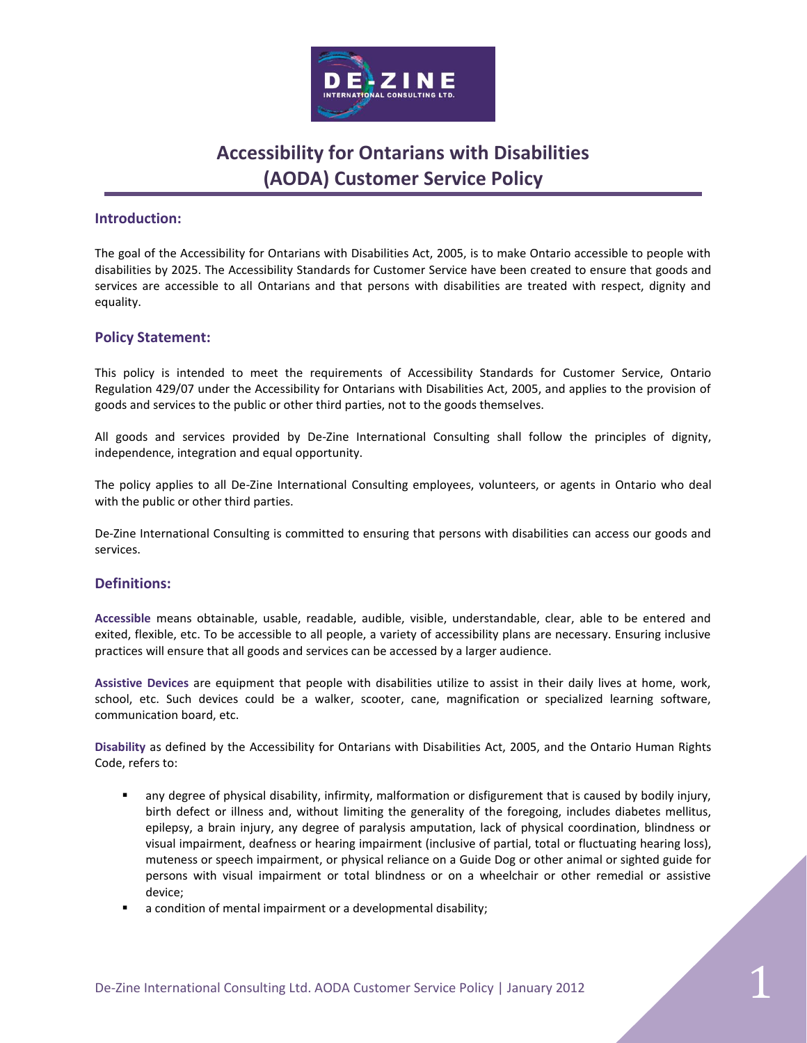# Accessibility for Ontarians with Disabilities (AODA) Customer Service Policy

## Introduction:

The goal of the Accessibility for Ontarians with Disabilities Act, 2005, is to make Ontario accessible to people with disabilities by 2025. The Accessibility Standards for Customer Service have been created to ensure that goods and services are accessible to all Ontarians and that persons with disabilities are treated with respect, dignity and equality.

## Policy Statement:

This policy is intended to meet the requirements of Accessibility Standards for Customer Service, Ontario Regulation 429/07 under the Accessibility for Ontarians with Disabilities Act, 2005, and applies to the provision of goods and services to the public or other third parties, not to the goods themselves.

All goods and services provided by De-Zine International Consulting shall follow the principles of dignity, independence, integration and equal opportunity.

The policy applies to all De-Zine International Consulting employees, volunteers, or agents in Ontario who deal with the public or other third parties.

De-Zine International Consulting is committed to ensuring that persons with disabilities can access our goods and services.

## Definitions:

**Accessible** means obtainable, usable, readable, audible, visible, understandable, clear, able to be entered and exited, flexible, etc. To be accessible to all people, a variety of accessibility plans are necessary. Ensuring inclusive practices will ensure that all goods and services can be accessed by a larger audience.

**Assistive Devices** are equipment that people with disabilities utilize to assist in their daily lives at home, work, school, etc. Such devices could be a walker, scooter, cane, magnification or specialized learning software, communication board, etc.

**Disability** as defined by the Accessibility for Ontarians with Disabilities Act, 2005, and the Ontario Human Rights Code, refers to:

- any degree of physical disability, infirmity, malformation or disfigurement that is caused by bodily injury, birth defect or illness and, without limiting the generality of the foregoing, includes diabetes mellitus, epilepsy, a brain injury, any degree of paralysis amputation, lack of physical coordination, blindness or visual impairment, deafness or hearing impairment (inclusive of partial, total or fluctuating hearing loss), muteness or speech impairment, or physical reliance on a Guide Dog or other animal or sighted guide for persons with visual impairment or total blindness or on a wheelchair or other remedial or assistive device;
- a condition of mental impairment or a developmental disability;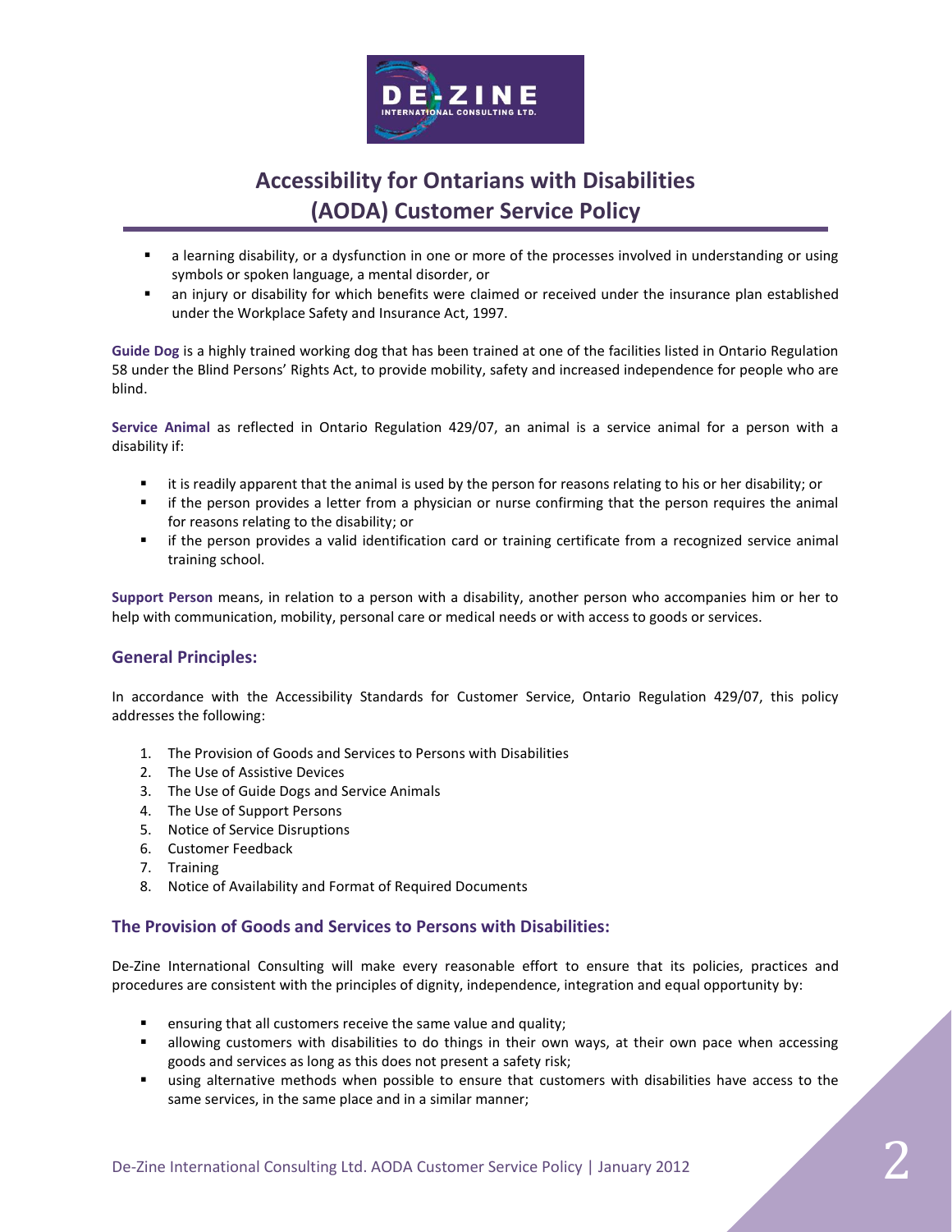- a learning disability, or a dysfunction in one or more of the processes involved in understanding or using symbols or spoken language, a mental disorder, or
- an injury or disability for which benefits were claimed or received under the insurance plan established under the Workplace Safety and Insurance Act, 1997.

**Guide Dog** is a highly trained working dog that has been trained at one of the facilities listed in Ontario Regulation 58 under the Blind Persons' Rights Act, to provide mobility, safety and increased independence for people who are blind.

**Service Animal** as reflected in Ontario Regulation 429/07, an animal is a service animal for a person with a disability if:

- it is readily apparent that the animal is used by the person for reasons relating to his or her disability; or
- if the person provides a letter from a physician or nurse confirming that the person requires the animal for reasons relating to the disability; or
- if the person provides a valid identification card or training certificate from a recognized service animal training school.

**Support Person** means, in relation to a person with a disability, another person who accompanies him or her to help with communication, mobility, personal care or medical needs or with access to goods or services.

## General Principles:

In accordance with the Accessibility Standards for Customer Service, Ontario Regulation 429/07, this policy addresses the following:

1. The Provision of Goods and Services to Persons with Disabilities
2. The Use of Assistive Devices
3. The Use of Guide Dogs and Service Animals
4. The Use of Support Persons
5. Notice of Service Disruptions
6. Customer Feedback
7. Training
8. Notice of Availability and Format of Required Documents

## The Provision of Goods and Services to Persons with Disabilities:

De-Zine International Consulting will make every reasonable effort to ensure that its policies, practices and procedures are consistent with the principles of dignity, independence, integration and equal opportunity by:

- ensuring that all customers receive the same value and quality;
- allowing customers with disabilities to do things in their own ways, at their own pace when accessing goods and services as long as this does not present a safety risk;
- using alternative methods when possible to ensure that customers with disabilities have access to the same services, in the same place and in a similar manner;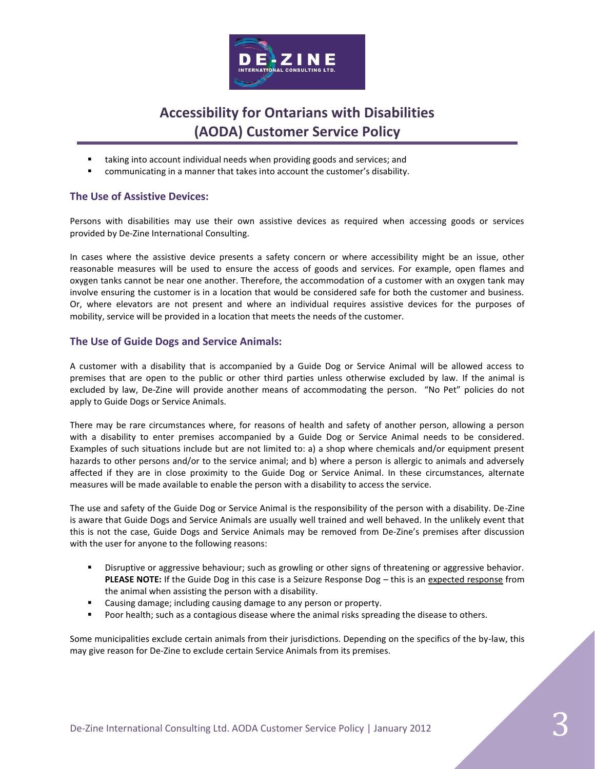- taking into account individual needs when providing goods and services; and
- communicating in a manner that takes into account the customer's disability.

### The Use of Assistive Devices:

Persons with disabilities may use their own assistive devices as required when accessing goods or services provided by De-Zine International Consulting.

In cases where the assistive device presents a safety concern or where accessibility might be an issue, other reasonable measures will be used to ensure the access of goods and services. For example, open flames and oxygen tanks cannot be near one another. Therefore, the accommodation of a customer with an oxygen tank may involve ensuring the customer is in a location that would be considered safe for both the customer and business. Or, where elevators are not present and where an individual requires assistive devices for the purposes of mobility, service will be provided in a location that meets the needs of the customer.

### The Use of Guide Dogs and Service Animals:

A customer with a disability that is accompanied by a Guide Dog or Service Animal will be allowed access to premises that are open to the public or other third parties unless otherwise excluded by law. If the animal is excluded by law, De-Zine will provide another means of accommodating the person. "No Pet" policies do not apply to Guide Dogs or Service Animals.

There may be rare circumstances where, for reasons of health and safety of another person, allowing a person with a disability to enter premises accompanied by a Guide Dog or Service Animal needs to be considered. Examples of such situations include but are not limited to: a) a shop where chemicals and/or equipment present hazards to other persons and/or to the service animal; and b) where a person is allergic to animals and adversely affected if they are in close proximity to the Guide Dog or Service Animal. In these circumstances, alternate measures will be made available to enable the person with a disability to access the service.

The use and safety of the Guide Dog or Service Animal is the responsibility of the person with a disability. De-Zine is aware that Guide Dogs and Service Animals are usually well trained and well behaved. In the unlikely event that this is not the case, Guide Dogs and Service Animals may be removed from De-Zine's premises after discussion with the user for anyone to the following reasons:

- Disruptive or aggressive behaviour; such as growling or other signs of threatening or aggressive behavior. **PLEASE NOTE:** If the Guide Dog in this case is a Seizure Response Dog – this is an <u>expected response</u> from the animal when assisting the person with a disability.
- Causing damage; including causing damage to any person or property.
- Poor health; such as a contagious disease where the animal risks spreading the disease to others.

Some municipalities exclude certain animals from their jurisdictions. Depending on the specifics of the by-law, this may give reason for De-Zine to exclude certain Service Animals from its premises.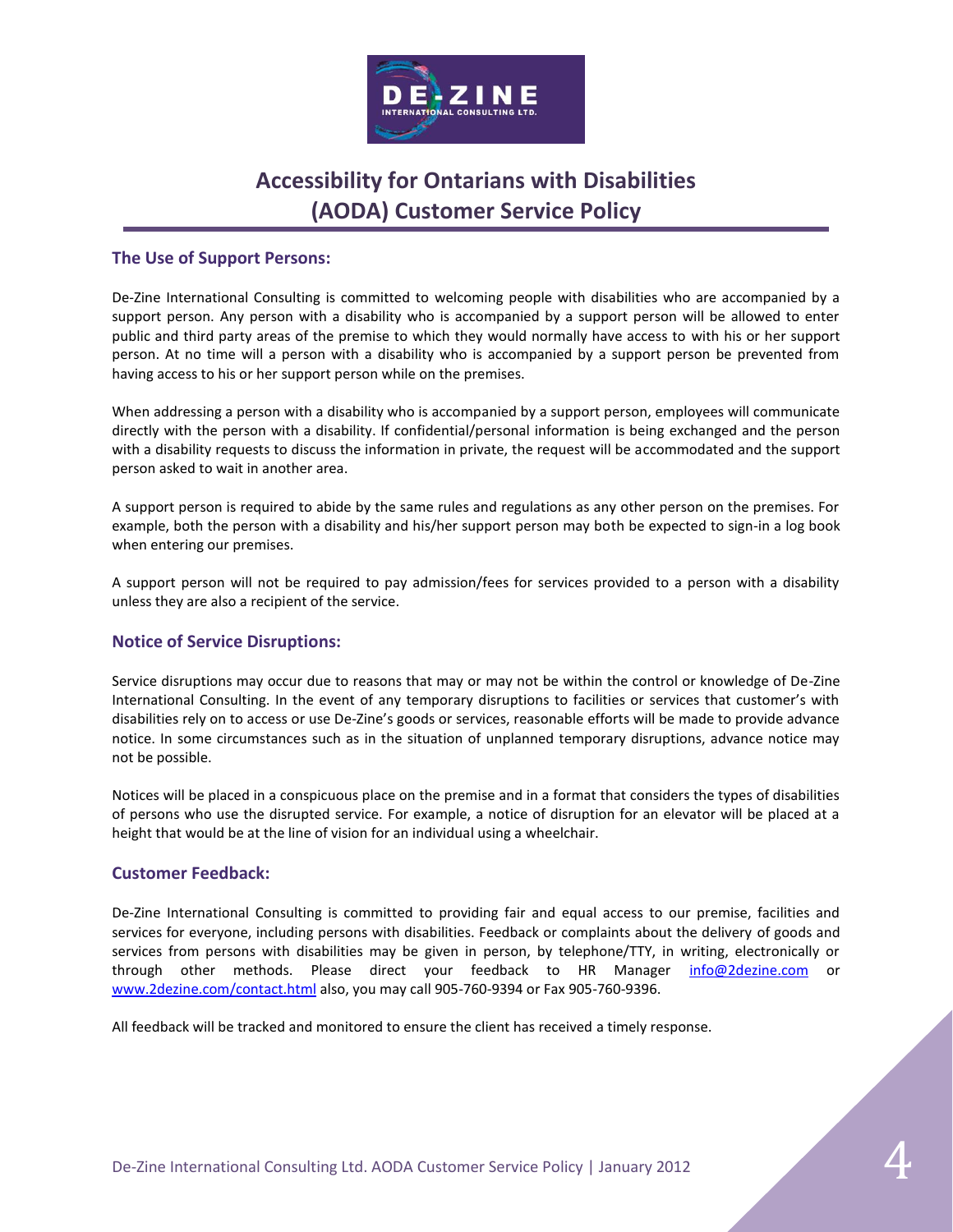# Accessibility for Ontarians with Disabilities (AODA) Customer Service Policy

## The Use of Support Persons:

De-Zine International Consulting is committed to welcoming people with disabilities who are accompanied by a support person. Any person with a disability who is accompanied by a support person will be allowed to enter public and third party areas of the premise to which they would normally have access to with his or her support person. At no time will a person with a disability who is accompanied by a support person be prevented from having access to his or her support person while on the premises.

When addressing a person with a disability who is accompanied by a support person, employees will communicate directly with the person with a disability. If confidential/personal information is being exchanged and the person with a disability requests to discuss the information in private, the request will be accommodated and the support person asked to wait in another area.

A support person is required to abide by the same rules and regulations as any other person on the premises. For example, both the person with a disability and his/her support person may both be expected to sign-in a log book when entering our premises.

A support person will not be required to pay admission/fees for services provided to a person with a disability unless they are also a recipient of the service.

## Notice of Service Disruptions:

Service disruptions may occur due to reasons that may or may not be within the control or knowledge of De-Zine International Consulting. In the event of any temporary disruptions to facilities or services that customer's with disabilities rely on to access or use De-Zine's goods or services, reasonable efforts will be made to provide advance notice. In some circumstances such as in the situation of unplanned temporary disruptions, advance notice may not be possible.

Notices will be placed in a conspicuous place on the premise and in a format that considers the types of disabilities of persons who use the disrupted service. For example, a notice of disruption for an elevator will be placed at a height that would be at the line of vision for an individual using a wheelchair.

## Customer Feedback:

De-Zine International Consulting is committed to providing fair and equal access to our premise, facilities and services for everyone, including persons with disabilities. Feedback or complaints about the delivery of goods and services from persons with disabilities may be given in person, by telephone/TTY, in writing, electronically or through other methods. Please direct your feedback to HR Manager info@2dezine.com or www.2dezine.com/contact.html also, you may call 905-760-9394 or Fax 905-760-9396.

All feedback will be tracked and monitored to ensure the client has received a timely response.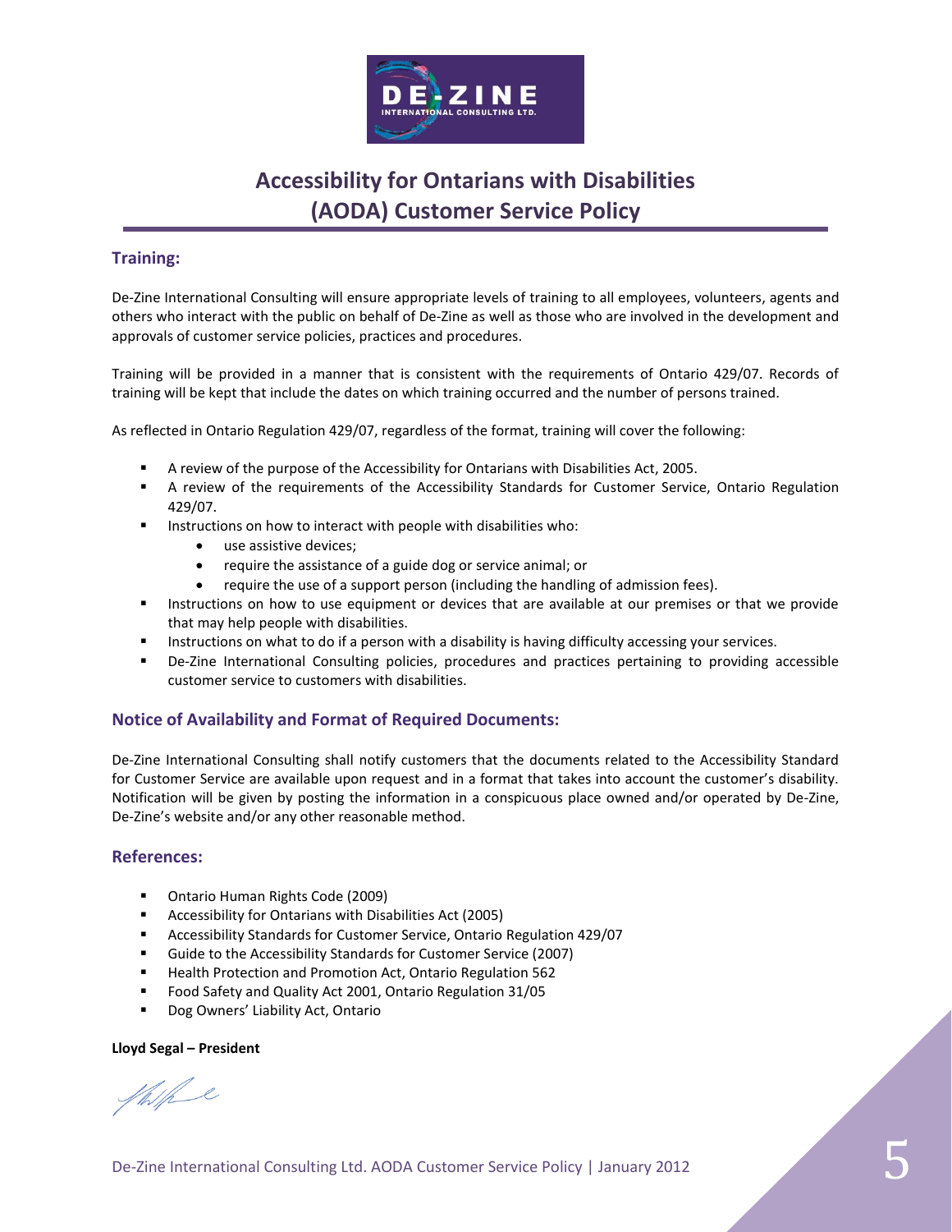# Accessibility for Ontarians with Disabilities (AODA) Customer Service Policy

## Training:

De-Zine International Consulting will ensure appropriate levels of training to all employees, volunteers, agents and others who interact with the public on behalf of De-Zine as well as those who are involved in the development and approvals of customer service policies, practices and procedures.

Training will be provided in a manner that is consistent with the requirements of Ontario 429/07. Records of training will be kept that include the dates on which training occurred and the number of persons trained.

As reflected in Ontario Regulation 429/07, regardless of the format, training will cover the following:

- A review of the purpose of the Accessibility for Ontarians with Disabilities Act, 2005.
- A review of the requirements of the Accessibility Standards for Customer Service, Ontario Regulation 429/07.
- Instructions on how to interact with people with disabilities who:
  - use assistive devices;
  - require the assistance of a guide dog or service animal; or
  - require the use of a support person (including the handling of admission fees).
- Instructions on how to use equipment or devices that are available at our premises or that we provide that may help people with disabilities.
- Instructions on what to do if a person with a disability is having difficulty accessing your services.
- De-Zine International Consulting policies, procedures and practices pertaining to providing accessible customer service to customers with disabilities.

## Notice of Availability and Format of Required Documents:

De-Zine International Consulting shall notify customers that the documents related to the Accessibility Standard for Customer Service are available upon request and in a format that takes into account the customer's disability. Notification will be given by posting the information in a conspicuous place owned and/or operated by De-Zine, De-Zine's website and/or any other reasonable method.

## References:

- Ontario Human Rights Code (2009)
- Accessibility for Ontarians with Disabilities Act (2005)
- Accessibility Standards for Customer Service, Ontario Regulation 429/07
- Guide to the Accessibility Standards for Customer Service (2007)
- Health Protection and Promotion Act, Ontario Regulation 562
- Food Safety and Quality Act 2001, Ontario Regulation 31/05
- Dog Owners' Liability Act, Ontario

**Lloyd Segal – President**